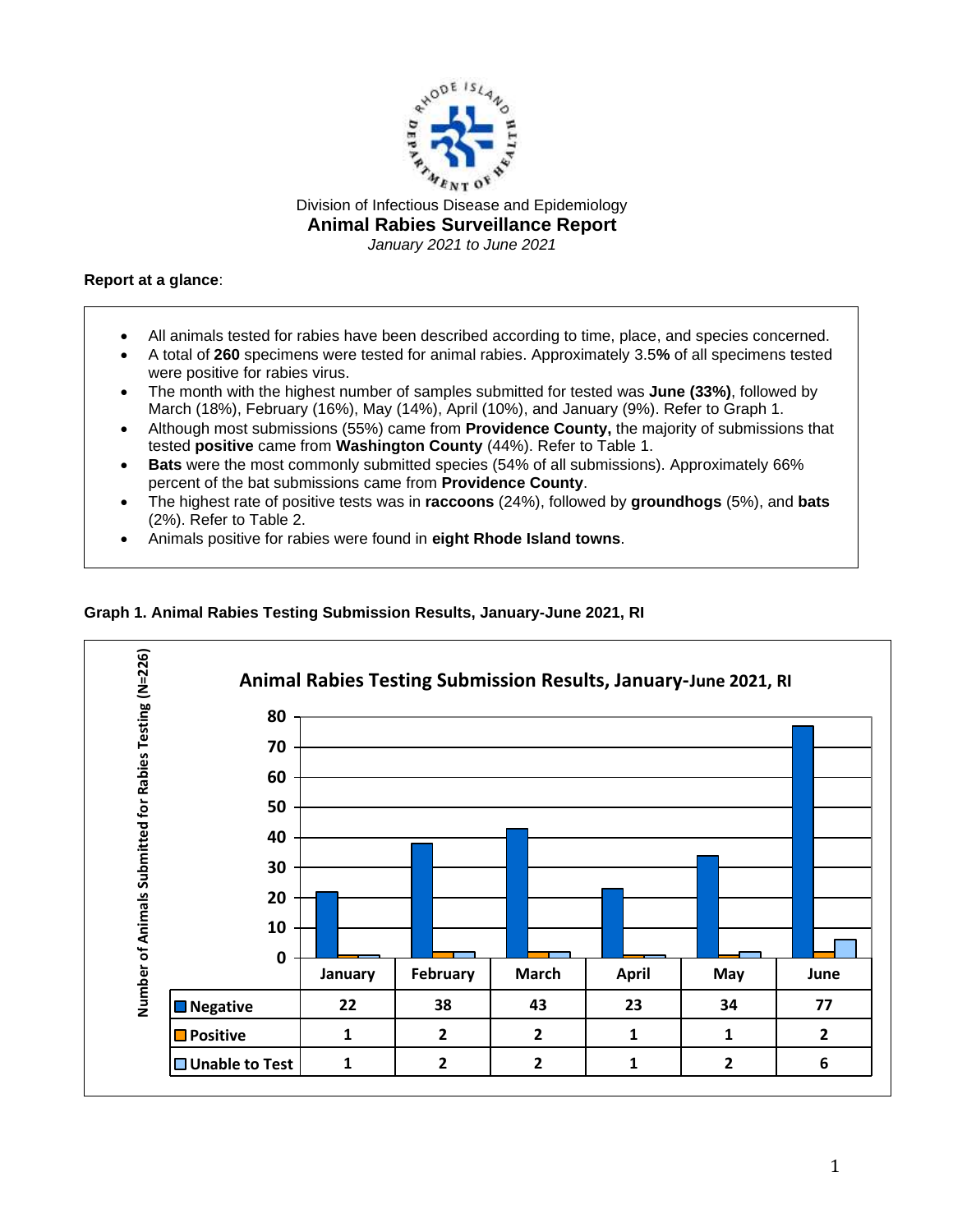Division of Infectious Disease and Epidemiology

# Animal Rabies Surveillance Report

*January 2021 to June 2021*

**Report at a glance**:

- All animals tested for rabies have been described according to time, place, and species concerned.
- A total of **260** specimens were tested for animal rabies. Approximately 3.5**%** of all specimens tested were positive for rabies virus.
- The month with the highest number of samples submitted for tested was **June (33%)**, followed by March (18%), February (16%), May (14%), April (10%), and January (9%). Refer to Graph 1.
- Although most submissions (55%) came from **Providence County,** the majority of submissions that tested **positive** came from **Washington County** (44%). Refer to Table 1.
- **Bats** were the most commonly submitted species (54% of all submissions). Approximately 66% percent of the bat submissions came from **Providence County**.
- The highest rate of positive tests was in **raccoons** (24%), followed by **groundhogs** (5%), and **bats** (2%). Refer to Table 2.
- Animals positive for rabies were found in **eight Rhode Island towns**.

**Graph 1. Animal Rabies Testing Submission Results, January-June 2021, RI**

Animal Rabies Testing Submission Results, January-June 2021, RI

Number of Animals Submitted for Rabies Testing (N=226)

| | January | February | March | April | May | June |
|---|---|---|---|---|---|---|
| Negative | 22 | 38 | 43 | 23 | 34 | 77 |
| Positive | 1 | 2 | 2 | 1 | 1 | 2 |
| Unable to Test | 1 | 2 | 2 | 1 | 2 | 6 |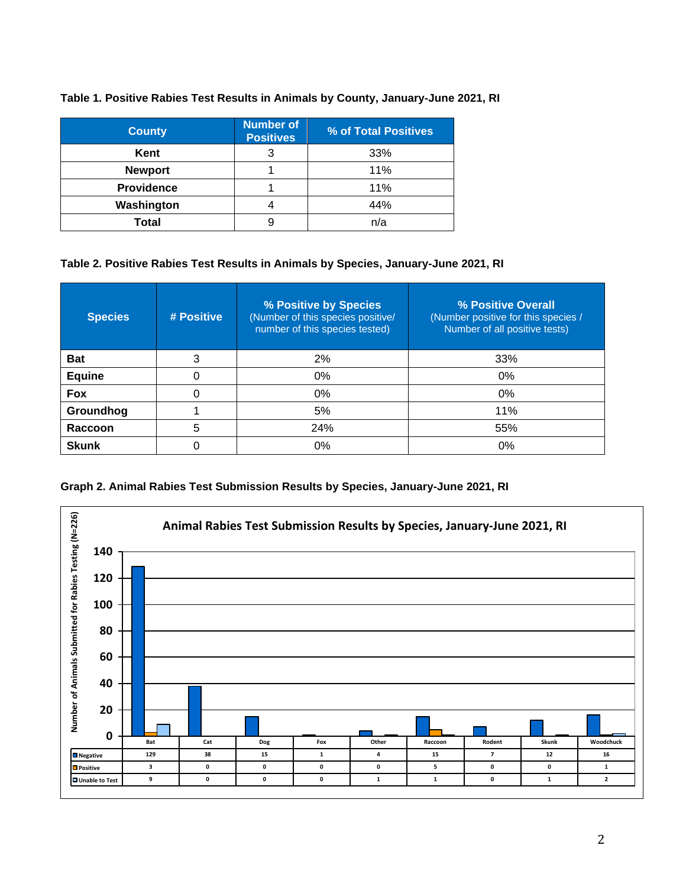**Table 1. Positive Rabies Test Results in Animals by County, January-June 2021, RI**

| County | Number of Positives | % of Total Positives |
|---|---|---|
| Kent | 3 | 33% |
| Newport | 1 | 11% |
| Providence | 1 | 11% |
| Washington | 4 | 44% |
| Total | 9 | n/a |

**Table 2. Positive Rabies Test Results in Animals by Species, January-June 2021, RI**

| Species | # Positive | % Positive by Species (Number of this species positive/ number of this species tested) | % Positive Overall (Number positive for this species / Number of all positive tests) |
|---|---|---|---|
| Bat | 3 | 2% | 33% |
| Equine | 0 | 0% | 0% |
| Fox | 0 | 0% | 0% |
| Groundhog | 1 | 5% | 11% |
| Raccoon | 5 | 24% | 55% |
| Skunk | 0 | 0% | 0% |

**Graph 2. Animal Rabies Test Submission Results by Species, January-June 2021, RI**

Animal Rabies Test Submission Results by Species, January-June 2021, RI

Number of Animals Submitted for Rabies Testing (N=226)

| | Bat | Cat | Dog | Fox | Other | Raccoon | Rodent | Skunk | Woodchuck |
|---|---|---|---|---|---|---|---|---|---|
| Negative | 129 | 38 | 15 | 1 | 4 | 15 | 7 | 12 | 16 |
| Positive | 3 | 0 | 0 | 0 | 0 | 5 | 0 | 0 | 1 |
| Unable to Test | 9 | 0 | 0 | 0 | 1 | 1 | 0 | 1 | 2 |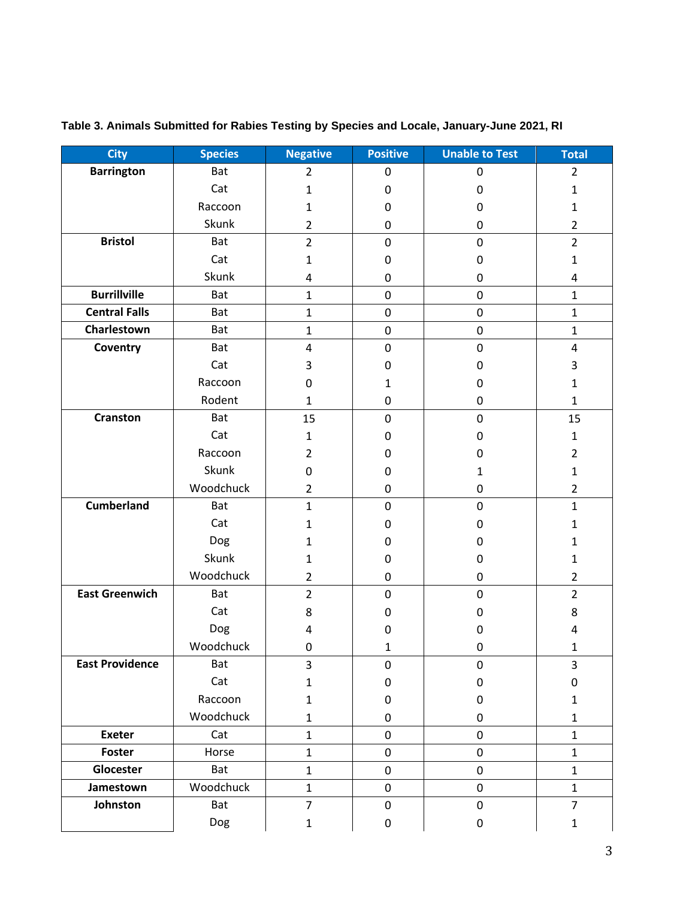**Table 3. Animals Submitted for Rabies Testing by Species and Locale, January-June 2021, RI**

| City | Species | Negative | Positive | Unable to Test | Total |
|---|---|---|---|---|---|
| Barrington | Bat | 2 | 0 | 0 | 2 |
| | Cat | 1 | 0 | 0 | 1 |
| | Raccoon | 1 | 0 | 0 | 1 |
| | Skunk | 2 | 0 | 0 | 2 |
| Bristol | Bat | 2 | 0 | 0 | 2 |
| | Cat | 1 | 0 | 0 | 1 |
| | Skunk | 4 | 0 | 0 | 4 |
| Burrillville | Bat | 1 | 0 | 0 | 1 |
| Central Falls | Bat | 1 | 0 | 0 | 1 |
| Charlestown | Bat | 1 | 0 | 0 | 1 |
| Coventry | Bat | 4 | 0 | 0 | 4 |
| | Cat | 3 | 0 | 0 | 3 |
| | Raccoon | 0 | 1 | 0 | 1 |
| | Rodent | 1 | 0 | 0 | 1 |
| Cranston | Bat | 15 | 0 | 0 | 15 |
| | Cat | 1 | 0 | 0 | 1 |
| | Raccoon | 2 | 0 | 0 | 2 |
| | Skunk | 0 | 0 | 1 | 1 |
| | Woodchuck | 2 | 0 | 0 | 2 |
| Cumberland | Bat | 1 | 0 | 0 | 1 |
| | Cat | 1 | 0 | 0 | 1 |
| | Dog | 1 | 0 | 0 | 1 |
| | Skunk | 1 | 0 | 0 | 1 |
| | Woodchuck | 2 | 0 | 0 | 2 |
| East Greenwich | Bat | 2 | 0 | 0 | 2 |
| | Cat | 8 | 0 | 0 | 8 |
| | Dog | 4 | 0 | 0 | 4 |
| | Woodchuck | 0 | 1 | 0 | 1 |
| East Providence | Bat | 3 | 0 | 0 | 3 |
| | Cat | 1 | 0 | 0 | 0 |
| | Raccoon | 1 | 0 | 0 | 1 |
| | Woodchuck | 1 | 0 | 0 | 1 |
| Exeter | Cat | 1 | 0 | 0 | 1 |
| Foster | Horse | 1 | 0 | 0 | 1 |
| Glocester | Bat | 1 | 0 | 0 | 1 |
| Jamestown | Woodchuck | 1 | 0 | 0 | 1 |
| Johnston | Bat | 7 | 0 | 0 | 7 |
| | Dog | 1 | 0 | 0 | 1 |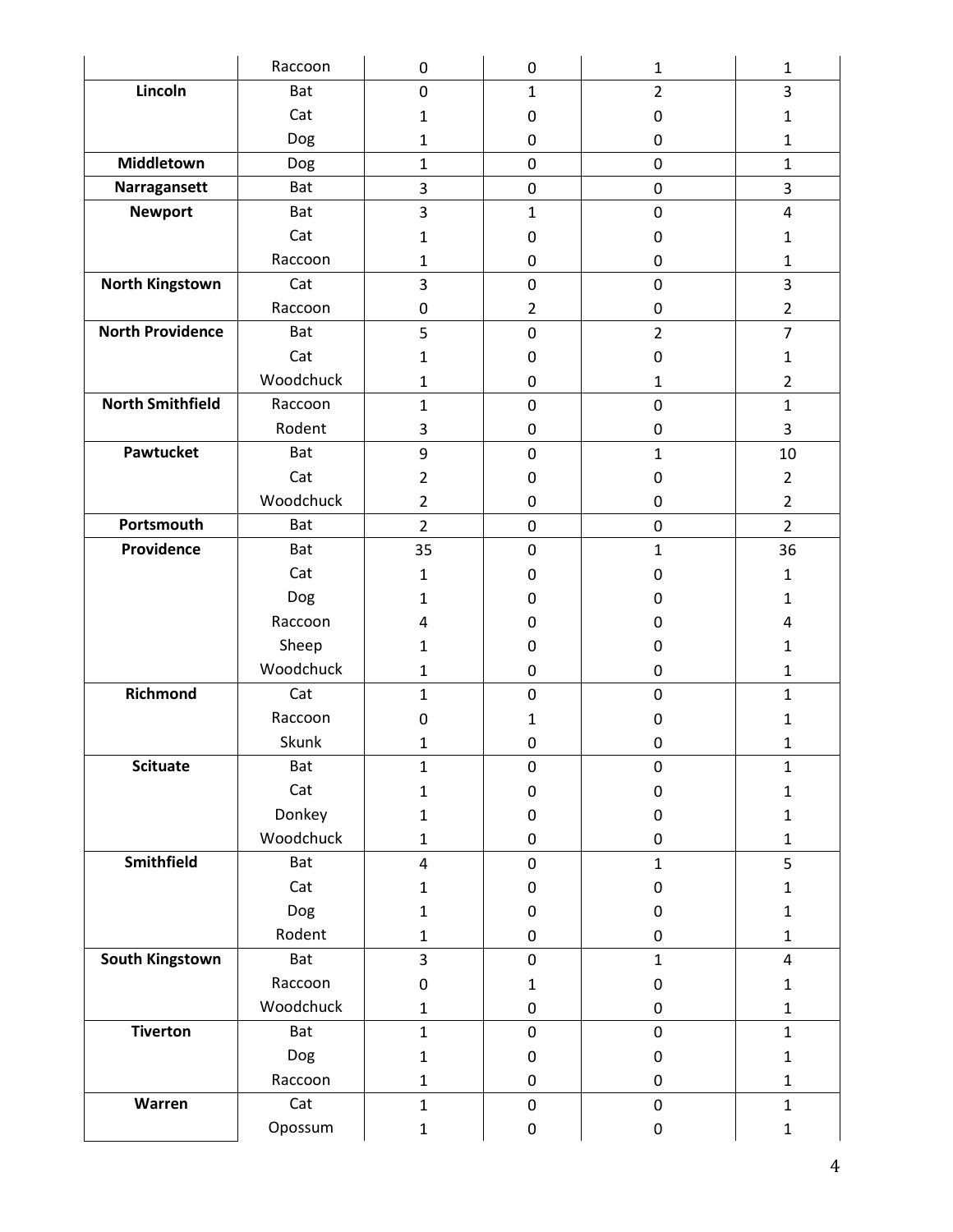| | | | | | |
|---|---|---|---|---|---|
| | Raccoon | 0 | 0 | 1 | 1 |
| **Lincoln** | Bat | 0 | 1 | 2 | 3 |
| | Cat | 1 | 0 | 0 | 1 |
| | Dog | 1 | 0 | 0 | 1 |
| **Middletown** | Dog | 1 | 0 | 0 | 1 |
| **Narragansett** | Bat | 3 | 0 | 0 | 3 |
| **Newport** | Bat | 3 | 1 | 0 | 4 |
| | Cat | 1 | 0 | 0 | 1 |
| | Raccoon | 1 | 0 | 0 | 1 |
| **North Kingstown** | Cat | 3 | 0 | 0 | 3 |
| | Raccoon | 0 | 2 | 0 | 2 |
| **North Providence** | Bat | 5 | 0 | 2 | 7 |
| | Cat | 1 | 0 | 0 | 1 |
| | Woodchuck | 1 | 0 | 1 | 2 |
| **North Smithfield** | Raccoon | 1 | 0 | 0 | 1 |
| | Rodent | 3 | 0 | 0 | 3 |
| **Pawtucket** | Bat | 9 | 0 | 1 | 10 |
| | Cat | 2 | 0 | 0 | 2 |
| | Woodchuck | 2 | 0 | 0 | 2 |
| **Portsmouth** | Bat | 2 | 0 | 0 | 2 |
| **Providence** | Bat | 35 | 0 | 1 | 36 |
| | Cat | 1 | 0 | 0 | 1 |
| | Dog | 1 | 0 | 0 | 1 |
| | Raccoon | 4 | 0 | 0 | 4 |
| | Sheep | 1 | 0 | 0 | 1 |
| | Woodchuck | 1 | 0 | 0 | 1 |
| **Richmond** | Cat | 1 | 0 | 0 | 1 |
| | Raccoon | 0 | 1 | 0 | 1 |
| | Skunk | 1 | 0 | 0 | 1 |
| **Scituate** | Bat | 1 | 0 | 0 | 1 |
| | Cat | 1 | 0 | 0 | 1 |
| | Donkey | 1 | 0 | 0 | 1 |
| | Woodchuck | 1 | 0 | 0 | 1 |
| **Smithfield** | Bat | 4 | 0 | 1 | 5 |
| | Cat | 1 | 0 | 0 | 1 |
| | Dog | 1 | 0 | 0 | 1 |
| | Rodent | 1 | 0 | 0 | 1 |
| **South Kingstown** | Bat | 3 | 0 | 1 | 4 |
| | Raccoon | 0 | 1 | 0 | 1 |
| | Woodchuck | 1 | 0 | 0 | 1 |
| **Tiverton** | Bat | 1 | 0 | 0 | 1 |
| | Dog | 1 | 0 | 0 | 1 |
| | Raccoon | 1 | 0 | 0 | 1 |
| **Warren** | Cat | 1 | 0 | 0 | 1 |
| | Opossum | 1 | 0 | 0 | 1 |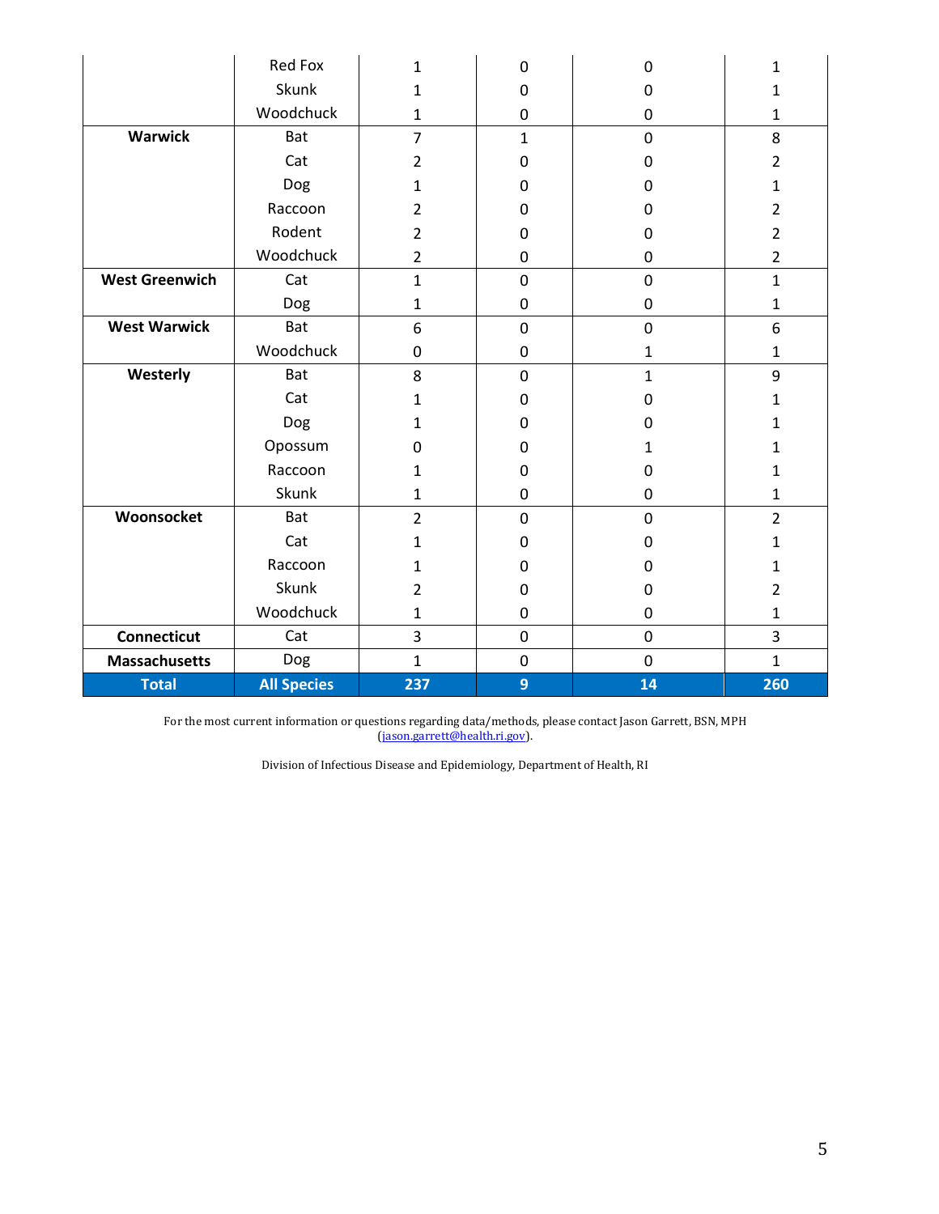| | | | | | |
|---|---|---|---|---|---|
| | Red Fox | 1 | 0 | 0 | 1 |
| | Skunk | 1 | 0 | 0 | 1 |
| | Woodchuck | 1 | 0 | 0 | 1 |
| **Warwick** | Bat | 7 | 1 | 0 | 8 |
| | Cat | 2 | 0 | 0 | 2 |
| | Dog | 1 | 0 | 0 | 1 |
| | Raccoon | 2 | 0 | 0 | 2 |
| | Rodent | 2 | 0 | 0 | 2 |
| | Woodchuck | 2 | 0 | 0 | 2 |
| **West Greenwich** | Cat | 1 | 0 | 0 | 1 |
| | Dog | 1 | 0 | 0 | 1 |
| **West Warwick** | Bat | 6 | 0 | 0 | 6 |
| | Woodchuck | 0 | 0 | 1 | 1 |
| **Westerly** | Bat | 8 | 0 | 1 | 9 |
| | Cat | 1 | 0 | 0 | 1 |
| | Dog | 1 | 0 | 0 | 1 |
| | Opossum | 0 | 0 | 1 | 1 |
| | Raccoon | 1 | 0 | 0 | 1 |
| | Skunk | 1 | 0 | 0 | 1 |
| **Woonsocket** | Bat | 2 | 0 | 0 | 2 |
| | Cat | 1 | 0 | 0 | 1 |
| | Raccoon | 1 | 0 | 0 | 1 |
| | Skunk | 2 | 0 | 0 | 2 |
| | Woodchuck | 1 | 0 | 0 | 1 |
| **Connecticut** | Cat | 3 | 0 | 0 | 3 |
| **Massachusetts** | Dog | 1 | 0 | 0 | 1 |
| **Total** | **All Species** | **237** | **9** | **14** | **260** |

For the most current information or questions regarding data/methods, please contact Jason Garrett, BSN, MPH (jason.garrett@health.ri.gov).

Division of Infectious Disease and Epidemiology, Department of Health, RI